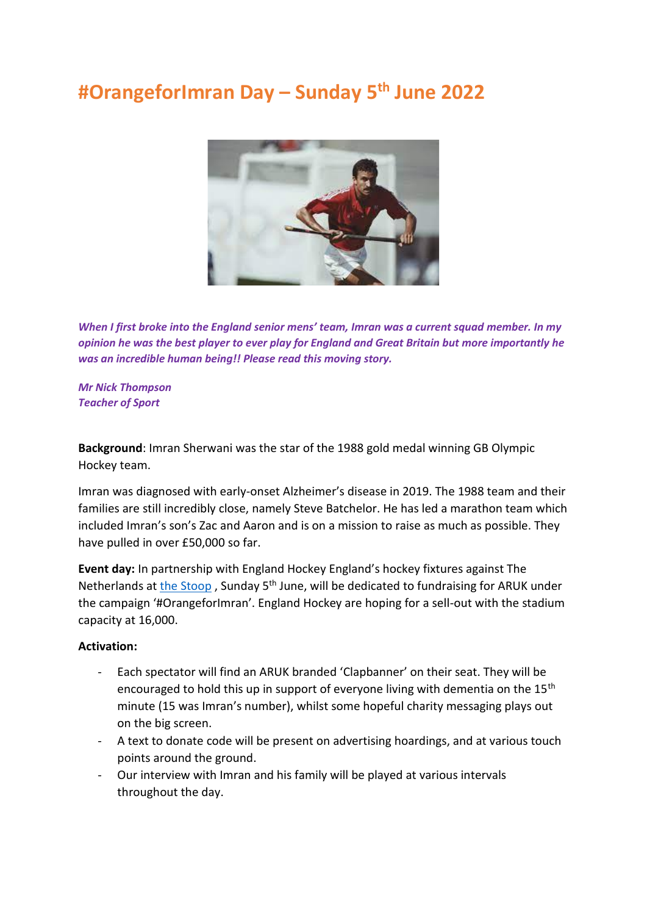# #OrangeforImran Day – Sunday 5th June 2022

***When I first broke into the England senior mens' team, Imran was a current squad member. In my opinion he was the best player to ever play for England and Great Britain but more importantly he was an incredible human being!! Please read this moving story.***

***Mr Nick Thompson***
***Teacher of Sport***

**Background**: Imran Sherwani was the star of the 1988 gold medal winning GB Olympic Hockey team.

Imran was diagnosed with early-onset Alzheimer's disease in 2019. The 1988 team and their families are still incredibly close, namely Steve Batchelor. He has led a marathon team which included Imran's son's Zac and Aaron and is on a mission to raise as much as possible. They have pulled in over £50,000 so far.

**Event day:** In partnership with England Hockey England's hockey fixtures against The Netherlands at [the Stoop](https://www.google.com/maps) , Sunday 5th June, will be dedicated to fundraising for ARUK under the campaign '#OrangeforImran'. England Hockey are hoping for a sell-out with the stadium capacity at 16,000.

**Activation:**

- Each spectator will find an ARUK branded 'Clapbanner' on their seat. They will be encouraged to hold this up in support of everyone living with dementia on the 15th minute (15 was Imran's number), whilst some hopeful charity messaging plays out on the big screen.
- A text to donate code will be present on advertising hoardings, and at various touch points around the ground.
- Our interview with Imran and his family will be played at various intervals throughout the day.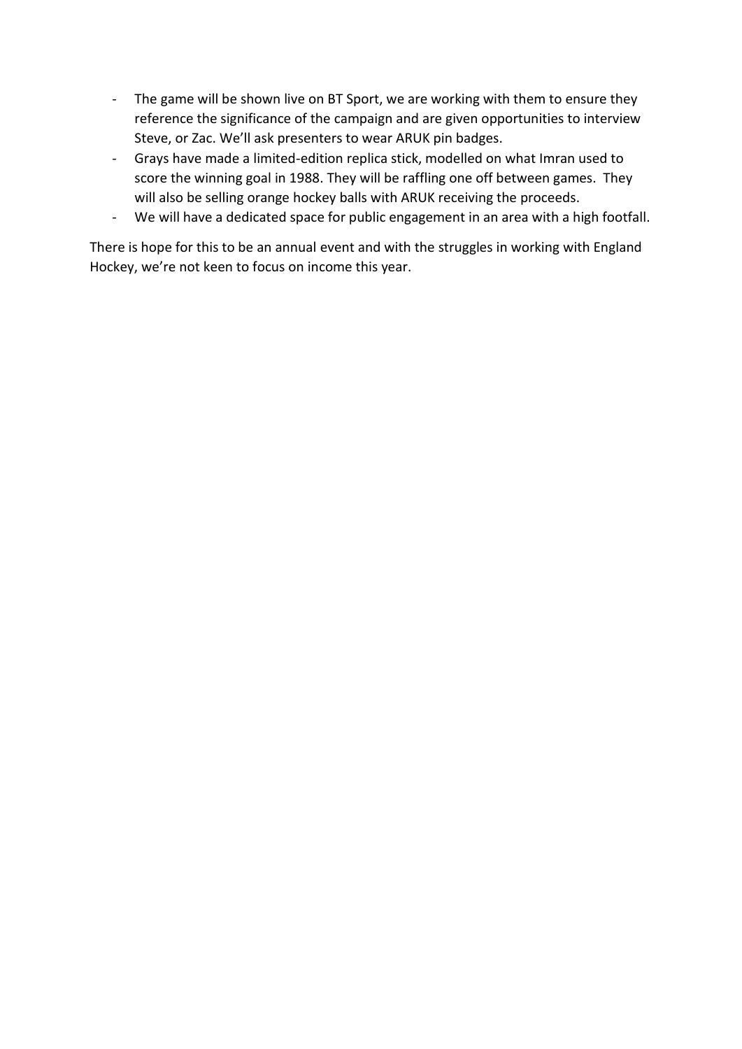- The game will be shown live on BT Sport, we are working with them to ensure they reference the significance of the campaign and are given opportunities to interview Steve, or Zac. We'll ask presenters to wear ARUK pin badges.
- Grays have made a limited-edition replica stick, modelled on what Imran used to score the winning goal in 1988. They will be raffling one off between games. They will also be selling orange hockey balls with ARUK receiving the proceeds.
- We will have a dedicated space for public engagement in an area with a high footfall.

There is hope for this to be an annual event and with the struggles in working with England Hockey, we're not keen to focus on income this year.